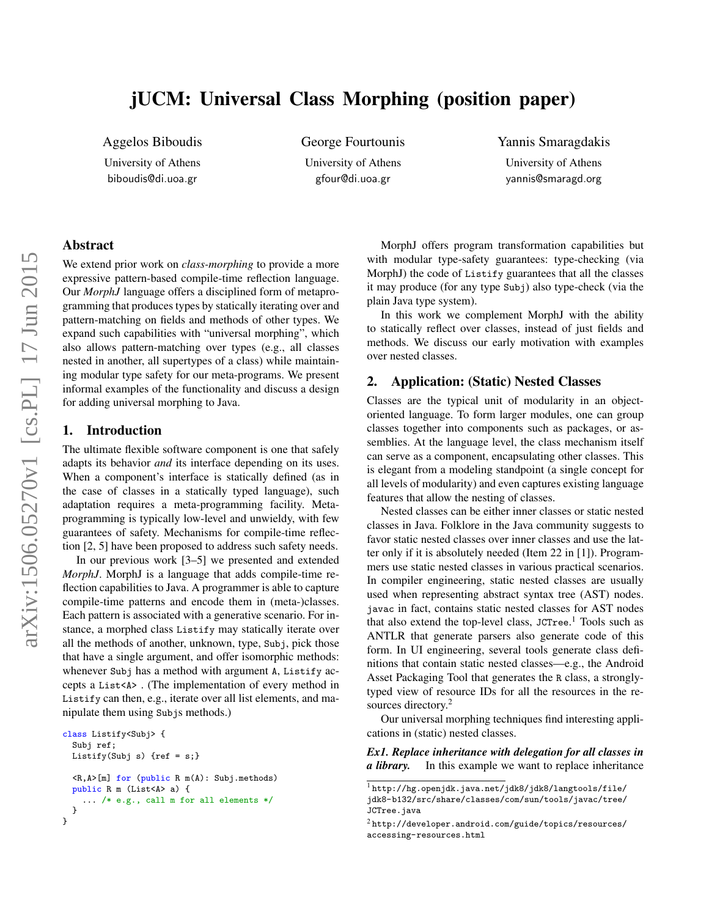# jUCM: Universal Class Morphing (position paper)

Aggelos Biboudis
University of Athens
biboudis@di.uoa.gr

George Fourtounis
University of Athens
gfour@di.uoa.gr

Yannis Smaragdakis
University of Athens
yannis@smaragd.org

## Abstract

We extend prior work on *class-morphing* to provide a more expressive pattern-based compile-time reflection language. Our *MorphJ* language offers a disciplined form of metaprogramming that produces types by statically iterating over and pattern-matching on fields and methods of other types. We expand such capabilities with "universal morphing", which also allows pattern-matching over types (e.g., all classes nested in another, all supertypes of a class) while maintaining modular type safety for our meta-programs. We present informal examples of the functionality and discuss a design for adding universal morphing to Java.

## 1. Introduction

The ultimate flexible software component is one that safely adapts its behavior *and* its interface depending on its uses. When a component's interface is statically defined (as in the case of classes in a statically typed language), such adaptation requires a meta-programming facility. Metaprogramming is typically low-level and unwieldy, with few guarantees of safety. Mechanisms for compile-time reflection [2, 5] have been proposed to address such safety needs.

In our previous work [3–5] we presented and extended *MorphJ*. MorphJ is a language that adds compile-time reflection capabilities to Java. A programmer is able to capture compile-time patterns and encode them in (meta-)classes. Each pattern is associated with a generative scenario. For instance, a morphed class `Listify` may statically iterate over all the methods of another, unknown, type, `Subj`, pick those that have a single argument, and offer isomorphic methods: whenever `Subj` has a method with argument `A`, `Listify` accepts a `List<A>` . (The implementation of every method in `Listify` can then, e.g., iterate over all list elements, and manipulate them using `Subj`s methods.)

```
class Listify<Subj> {
  Subj ref;
  Listify(Subj s) {ref = s;}

  <R,A>[m] for (public R m(A): Subj.methods)
  public R m (List<A> a) {
    ... /* e.g., call m for all elements */
  }
}
```

MorphJ offers program transformation capabilities but with modular type-safety guarantees: type-checking (via MorphJ) the code of `Listify` guarantees that all the classes it may produce (for any type `Subj`) also type-check (via the plain Java type system).

In this work we complement MorphJ with the ability to statically reflect over classes, instead of just fields and methods. We discuss our early motivation with examples over nested classes.

## 2. Application: (Static) Nested Classes

Classes are the typical unit of modularity in an object-oriented language. To form larger modules, one can group classes together into components such as packages, or assemblies. At the language level, the class mechanism itself can serve as a component, encapsulating other classes. This is elegant from a modeling standpoint (a single concept for all levels of modularity) and even captures existing language features that allow the nesting of classes.

Nested classes can be either inner classes or static nested classes in Java. Folklore in the Java community suggests to favor static nested classes over inner classes and use the latter only if it is absolutely needed (Item 22 in [1]). Programmers use static nested classes in various practical scenarios. In compiler engineering, static nested classes are usually used when representing abstract syntax tree (AST) nodes. `javac` in fact, contains static nested classes for AST nodes that also extend the top-level class, `JCTree`.[1] Tools such as ANTLR that generate parsers also generate code of this form. In UI engineering, several tools generate class definitions that contain static nested classes—e.g., the Android Asset Packaging Tool that generates the `R` class, a strongly-typed view of resource IDs for all the resources in the resources directory.[2]

Our universal morphing techniques find interesting applications in (static) nested classes.

***Ex1. Replace inheritance with delegation for all classes in a library.*** In this example we want to replace inheritance

[1] http://hg.openjdk.java.net/jdk8/jdk8/langtools/file/jdk8-b132/src/share/classes/com/sun/tools/javac/tree/JCTree.java

[2] http://developer.android.com/guide/topics/resources/accessing-resources.html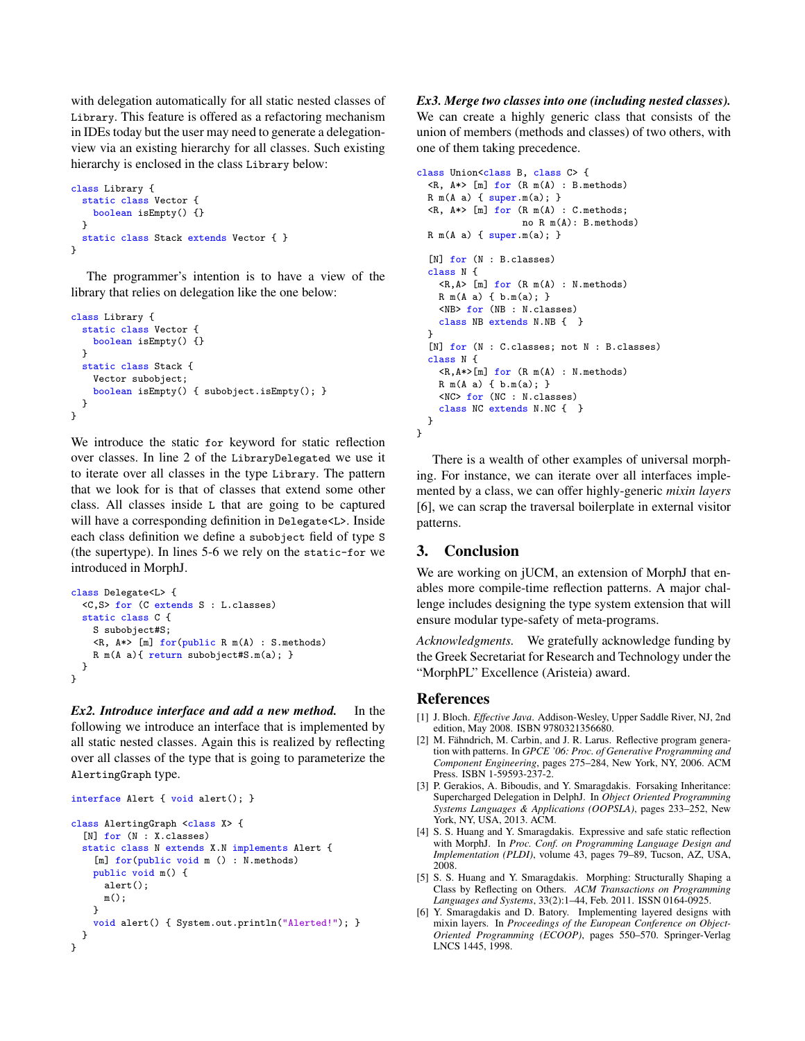with delegation automatically for all static nested classes of `Library`. This feature is offered as a refactoring mechanism in IDEs today but the user may need to generate a delegation-view via an existing hierarchy for all classes. Such existing hierarchy is enclosed in the class `Library` below:

```
class Library {
  static class Vector {
    boolean isEmpty() {}
  }
  static class Stack extends Vector { }
}
```

The programmer's intention is to have a view of the library that relies on delegation like the one below:

```
class Library {
  static class Vector {
    boolean isEmpty() {}
  }
  static class Stack {
    Vector subobject;
    boolean isEmpty() { subobject.isEmpty(); }
  }
}
```

We introduce the static `for` keyword for static reflection over classes. In line 2 of the `LibraryDelegated` we use it to iterate over all classes in the type `Library`. The pattern that we look for is that of classes that extend some other class. All classes inside `L` that are going to be captured will have a corresponding definition in `Delegate<L>`. Inside each class definition we define a `subobject` field of type `S` (the supertype). In lines 5-6 we rely on the `static-for` we introduced in MorphJ.

```
class Delegate<L> {
  <C,S> for (C extends S : L.classes)
  static class C {
    S subobject#S;
    <R, A*> [m] for(public R m(A) : S.methods)
    R m(A a){ return subobject#S.m(a); }
  }
}
```

***Ex2. Introduce interface and add a new method.*** In the following we introduce an interface that is implemented by all static nested classes. Again this is realized by reflecting over all classes of the type that is going to parameterize the `AlertingGraph` type.

```
interface Alert { void alert(); }

class AlertingGraph <class X> {
  [N] for (N : X.classes)
  static class N extends X.N implements Alert {
    [m] for(public void m () : N.methods)
    public void m() {
      alert();
      m();
    }
    void alert() { System.out.println("Alerted!"); }
  }
}
```

***Ex3. Merge two classes into one (including nested classes).*** We can create a highly generic class that consists of the union of members (methods and classes) of two others, with one of them taking precedence.

```
class Union<class B, class C> {
  <R, A*> [m] for (R m(A) : B.methods)
  R m(A a) { super.m(a); }
  <R, A*> [m] for (R m(A) : C.methods;
                   no R m(A): B.methods)
  R m(A a) { super.m(a); }

  [N] for (N : B.classes)
  class N {
    <R,A> [m] for (R m(A) : N.methods)
    R m(A a) { b.m(a); }
    <NB> for (NB : N.classes)
    class NB extends N.NB {  }
  }
  [N] for (N : C.classes; not N : B.classes)
  class N {
    <R,A*>[m] for (R m(A) : N.methods)
    R m(A a) { b.m(a); }
    <NC> for (NC : N.classes)
    class NC extends N.NC {  }
  }
}
```

There is a wealth of other examples of universal morphing. For instance, we can iterate over all interfaces implemented by a class, we can offer highly-generic *mixin layers* [6], we can scrap the traversal boilerplate in external visitor patterns.

## 3. Conclusion

We are working on jUCM, an extension of MorphJ that enables more compile-time reflection patterns. A major challenge includes designing the type system extension that will ensure modular type-safety of meta-programs.

*Acknowledgments.* We gratefully acknowledge funding by the Greek Secretariat for Research and Technology under the "MorphPL" Excellence (Aristeia) award.

## References

[1] J. Bloch. *Effective Java*. Addison-Wesley, Upper Saddle River, NJ, 2nd edition, May 2008. ISBN 9780321356680.

[2] M. Fähndrich, M. Carbin, and J. R. Larus. Reflective program generation with patterns. In *GPCE '06: Proc. of Generative Programming and Component Engineering*, pages 275–284, New York, NY, 2006. ACM Press. ISBN 1-59593-237-2.

[3] P. Gerakios, A. Biboudis, and Y. Smaragdakis. Forsaking Inheritance: Supercharged Delegation in DelphJ. In *Object Oriented Programming Systems Languages & Applications (OOPSLA)*, pages 233–252, New York, NY, USA, 2013. ACM.

[4] S. S. Huang and Y. Smaragdakis. Expressive and safe static reflection with MorphJ. In *Proc. Conf. on Programming Language Design and Implementation (PLDI)*, volume 43, pages 79–89, Tucson, AZ, USA, 2008.

[5] S. S. Huang and Y. Smaragdakis. Morphing: Structurally Shaping a Class by Reflecting on Others. *ACM Transactions on Programming Languages and Systems*, 33(2):1–44, Feb. 2011. ISSN 0164-0925.

[6] Y. Smaragdakis and D. Batory. Implementing layered designs with mixin layers. In *Proceedings of the European Conference on Object-Oriented Programming (ECOOP)*, pages 550–570. Springer-Verlag LNCS 1445, 1998.